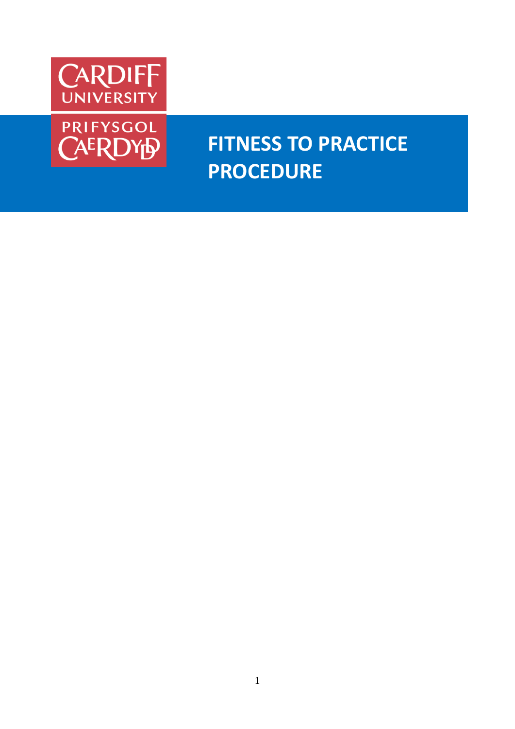CARDIFF UNIVERSITY

PRIFYSGOL CAERDYD

# FITNESS TO PRACTICE PROCEDURE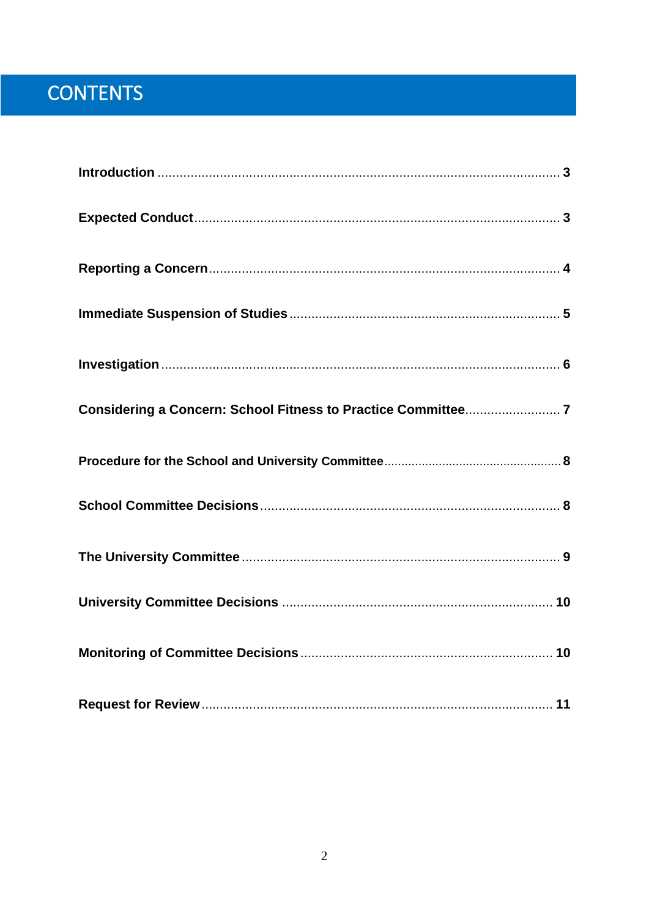# CONTENTS

**Introduction** ............................................................................................................ 3

**Expected Conduct**.................................................................................................. 3

**Reporting a Concern**............................................................................................... 4

**Immediate Suspension of Studies**......................................................................... 5

**Investigation**............................................................................................................ 6

**Considering a Concern: School Fitness to Practice Committee**.......................... 7

**Procedure for the School and University Committee**............................................. 8

**School Committee Decisions**................................................................................. 8

**The University Committee**..................................................................................... 9

**University Committee Decisions** ......................................................................... 10

**Monitoring of Committee Decisions**.................................................................... 10

**Request for Review**............................................................................................... 11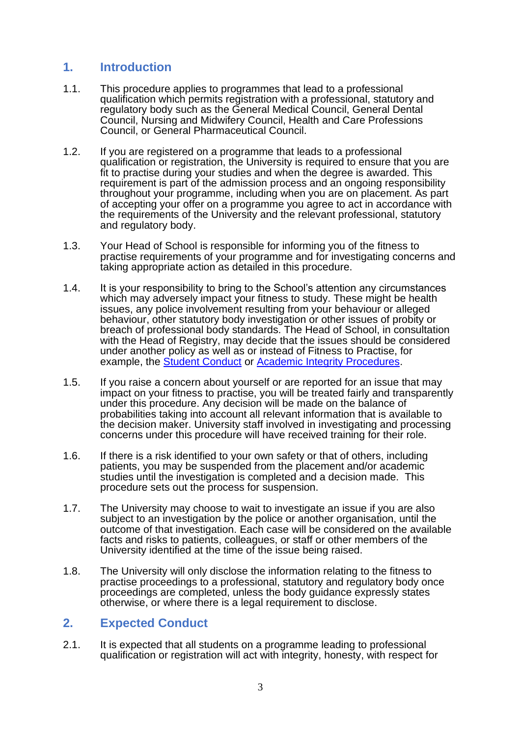## 1. Introduction

1.1. This procedure applies to programmes that lead to a professional qualification which permits registration with a professional, statutory and regulatory body such as the General Medical Council, General Dental Council, Nursing and Midwifery Council, Health and Care Professions Council, or General Pharmaceutical Council.

1.2. If you are registered on a programme that leads to a professional qualification or registration, the University is required to ensure that you are fit to practise during your studies and when the degree is awarded. This requirement is part of the admission process and an ongoing responsibility throughout your programme, including when you are on placement. As part of accepting your offer on a programme you agree to act in accordance with the requirements of the University and the relevant professional, statutory and regulatory body.

1.3. Your Head of School is responsible for informing you of the fitness to practise requirements of your programme and for investigating concerns and taking appropriate action as detailed in this procedure.

1.4. It is your responsibility to bring to the School's attention any circumstances which may adversely impact your fitness to study. These might be health issues, any police involvement resulting from your behaviour or alleged behaviour, other statutory body investigation or other issues of probity or breach of professional body standards. The Head of School, in consultation with the Head of Registry, may decide that the issues should be considered under another policy as well as or instead of Fitness to Practise, for example, the [Student Conduct] or [Academic Integrity Procedures].

1.5. If you raise a concern about yourself or are reported for an issue that may impact on your fitness to practise, you will be treated fairly and transparently under this procedure. Any decision will be made on the balance of probabilities taking into account all relevant information that is available to the decision maker. University staff involved in investigating and processing concerns under this procedure will have received training for their role.

1.6. If there is a risk identified to your own safety or that of others, including patients, you may be suspended from the placement and/or academic studies until the investigation is completed and a decision made. This procedure sets out the process for suspension.

1.7. The University may choose to wait to investigate an issue if you are also subject to an investigation by the police or another organisation, until the outcome of that investigation. Each case will be considered on the available facts and risks to patients, colleagues, or staff or other members of the University identified at the time of the issue being raised.

1.8. The University will only disclose the information relating to the fitness to practise proceedings to a professional, statutory and regulatory body once proceedings are completed, unless the body guidance expressly states otherwise, or where there is a legal requirement to disclose.

## 2. Expected Conduct

2.1. It is expected that all students on a programme leading to professional qualification or registration will act with integrity, honesty, with respect for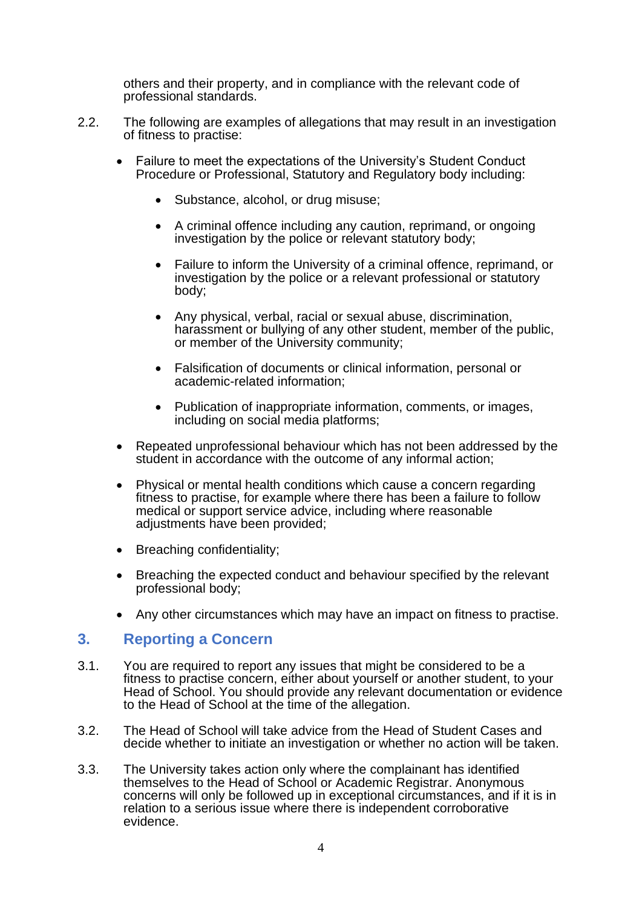others and their property, and in compliance with the relevant code of professional standards.

2.2. The following are examples of allegations that may result in an investigation of fitness to practise:

- Failure to meet the expectations of the University's Student Conduct Procedure or Professional, Statutory and Regulatory body including:
    - Substance, alcohol, or drug misuse;
    - A criminal offence including any caution, reprimand, or ongoing investigation by the police or relevant statutory body;
    - Failure to inform the University of a criminal offence, reprimand, or investigation by the police or a relevant professional or statutory body;
    - Any physical, verbal, racial or sexual abuse, discrimination, harassment or bullying of any other student, member of the public, or member of the University community;
    - Falsification of documents or clinical information, personal or academic-related information;
    - Publication of inappropriate information, comments, or images, including on social media platforms;
- Repeated unprofessional behaviour which has not been addressed by the student in accordance with the outcome of any informal action;
- Physical or mental health conditions which cause a concern regarding fitness to practise, for example where there has been a failure to follow medical or support service advice, including where reasonable adjustments have been provided;
- Breaching confidentiality;
- Breaching the expected conduct and behaviour specified by the relevant professional body;
- Any other circumstances which may have an impact on fitness to practise.

## 3. Reporting a Concern

3.1. You are required to report any issues that might be considered to be a fitness to practise concern, either about yourself or another student, to your Head of School. You should provide any relevant documentation or evidence to the Head of School at the time of the allegation.

3.2. The Head of School will take advice from the Head of Student Cases and decide whether to initiate an investigation or whether no action will be taken.

3.3. The University takes action only where the complainant has identified themselves to the Head of School or Academic Registrar. Anonymous concerns will only be followed up in exceptional circumstances, and if it is in relation to a serious issue where there is independent corroborative evidence.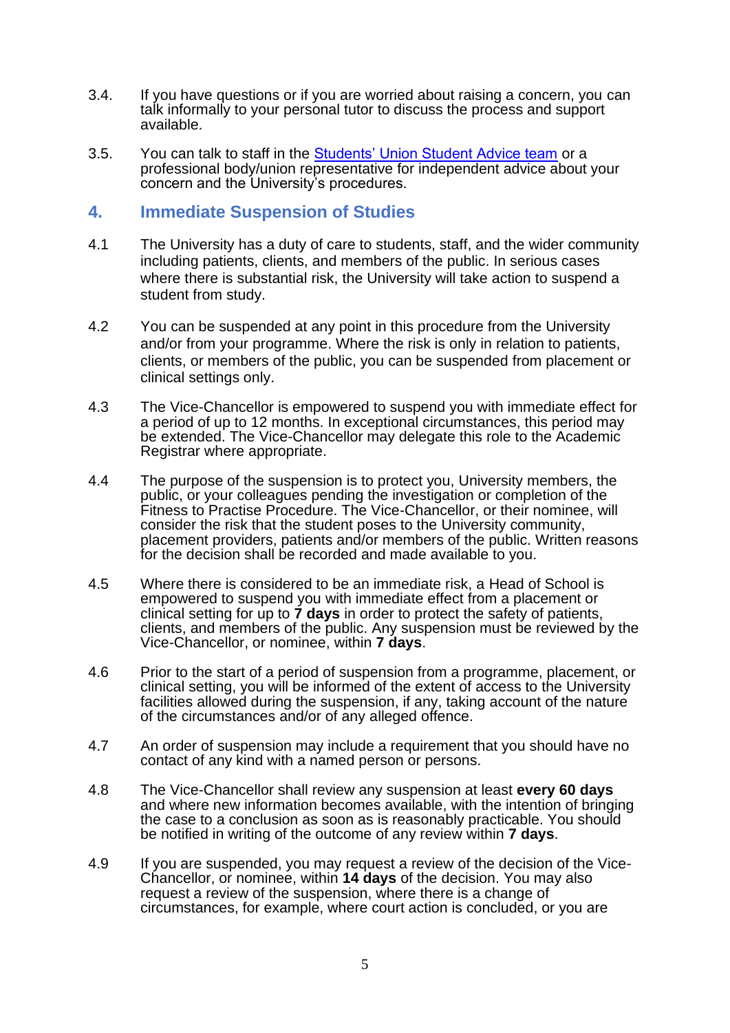3.4. If you have questions or if you are worried about raising a concern, you can talk informally to your personal tutor to discuss the process and support available.

3.5. You can talk to staff in the Students' Union Student Advice team or a professional body/union representative for independent advice about your concern and the University's procedures.

## 4. Immediate Suspension of Studies

4.1 The University has a duty of care to students, staff, and the wider community including patients, clients, and members of the public. In serious cases where there is substantial risk, the University will take action to suspend a student from study.

4.2 You can be suspended at any point in this procedure from the University and/or from your programme. Where the risk is only in relation to patients, clients, or members of the public, you can be suspended from placement or clinical settings only.

4.3 The Vice-Chancellor is empowered to suspend you with immediate effect for a period of up to 12 months. In exceptional circumstances, this period may be extended. The Vice-Chancellor may delegate this role to the Academic Registrar where appropriate.

4.4 The purpose of the suspension is to protect you, University members, the public, or your colleagues pending the investigation or completion of the Fitness to Practise Procedure. The Vice-Chancellor, or their nominee, will consider the risk that the student poses to the University community, placement providers, patients and/or members of the public. Written reasons for the decision shall be recorded and made available to you.

4.5 Where there is considered to be an immediate risk, a Head of School is empowered to suspend you with immediate effect from a placement or clinical setting for up to **7 days** in order to protect the safety of patients, clients, and members of the public. Any suspension must be reviewed by the Vice-Chancellor, or nominee, within **7 days**.

4.6 Prior to the start of a period of suspension from a programme, placement, or clinical setting, you will be informed of the extent of access to the University facilities allowed during the suspension, if any, taking account of the nature of the circumstances and/or of any alleged offence.

4.7 An order of suspension may include a requirement that you should have no contact of any kind with a named person or persons.

4.8 The Vice-Chancellor shall review any suspension at least **every 60 days** and where new information becomes available, with the intention of bringing the case to a conclusion as soon as is reasonably practicable. You should be notified in writing of the outcome of any review within **7 days**.

4.9 If you are suspended, you may request a review of the decision of the Vice-Chancellor, or nominee, within **14 days** of the decision. You may also request a review of the suspension, where there is a change of circumstances, for example, where court action is concluded, or you are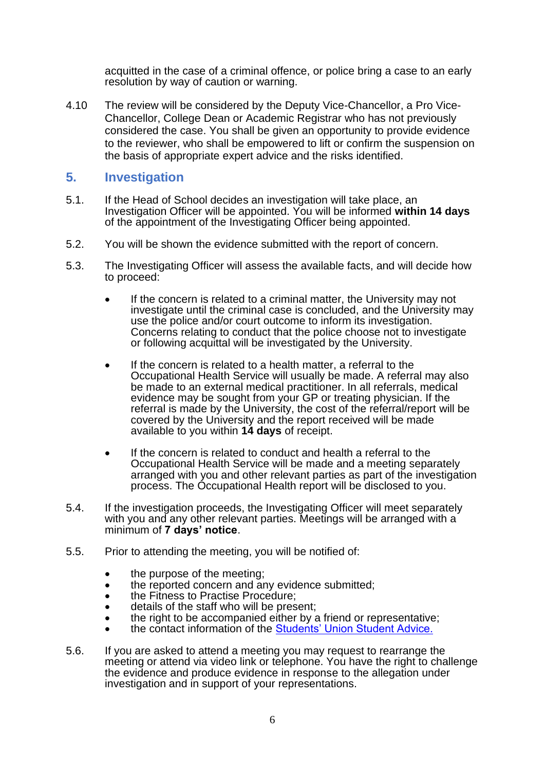acquitted in the case of a criminal offence, or police bring a case to an early resolution by way of caution or warning.

4.10 The review will be considered by the Deputy Vice-Chancellor, a Pro Vice-Chancellor, College Dean or Academic Registrar who has not previously considered the case. You shall be given an opportunity to provide evidence to the reviewer, who shall be empowered to lift or confirm the suspension on the basis of appropriate expert advice and the risks identified.

## 5. Investigation

5.1. If the Head of School decides an investigation will take place, an Investigation Officer will be appointed. You will be informed **within 14 days** of the appointment of the Investigating Officer being appointed.

5.2. You will be shown the evidence submitted with the report of concern.

5.3. The Investigating Officer will assess the available facts, and will decide how to proceed:

- If the concern is related to a criminal matter, the University may not investigate until the criminal case is concluded, and the University may use the police and/or court outcome to inform its investigation. Concerns relating to conduct that the police choose not to investigate or following acquittal will be investigated by the University.

- If the concern is related to a health matter, a referral to the Occupational Health Service will usually be made. A referral may also be made to an external medical practitioner. In all referrals, medical evidence may be sought from your GP or treating physician. If the referral is made by the University, the cost of the referral/report will be covered by the University and the report received will be made available to you within **14 days** of receipt.

- If the concern is related to conduct and health a referral to the Occupational Health Service will be made and a meeting separately arranged with you and other relevant parties as part of the investigation process. The Occupational Health report will be disclosed to you.

5.4. If the investigation proceeds, the Investigating Officer will meet separately with you and any other relevant parties. Meetings will be arranged with a minimum of **7 days' notice**.

5.5. Prior to attending the meeting, you will be notified of:

- the purpose of the meeting;
- the reported concern and any evidence submitted;
- the Fitness to Practise Procedure;
- details of the staff who will be present;
- the right to be accompanied either by a friend or representative;
- the contact information of the Students' Union Student Advice.

5.6. If you are asked to attend a meeting you may request to rearrange the meeting or attend via video link or telephone. You have the right to challenge the evidence and produce evidence in response to the allegation under investigation and in support of your representations.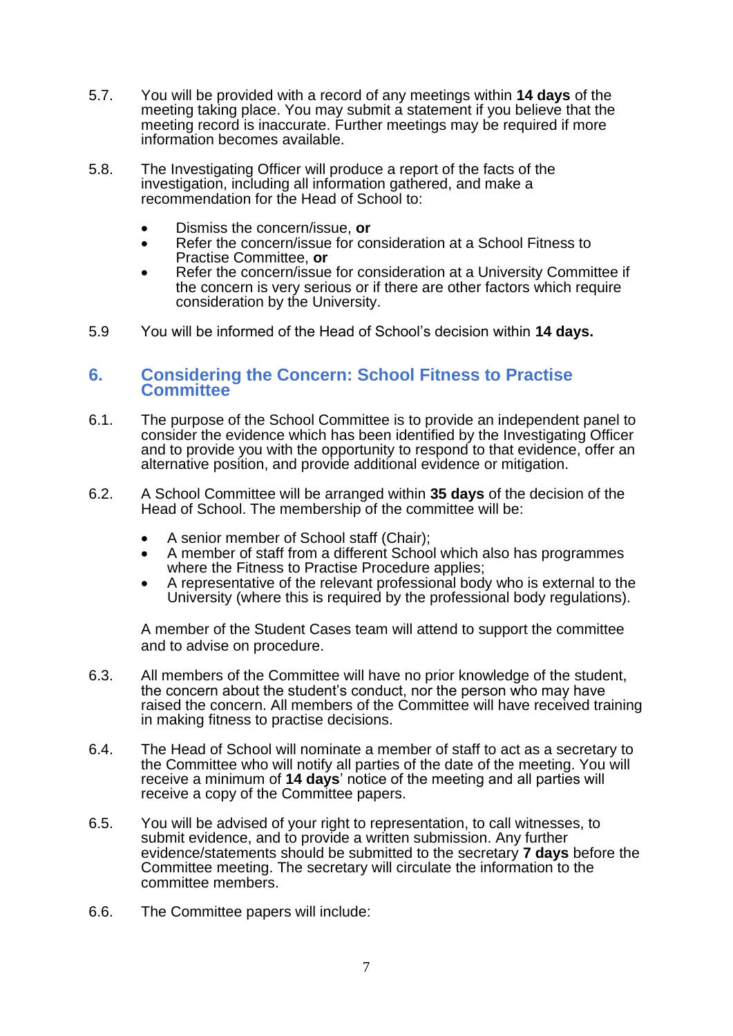5.7. You will be provided with a record of any meetings within **14 days** of the meeting taking place. You may submit a statement if you believe that the meeting record is inaccurate. Further meetings may be required if more information becomes available.

5.8. The Investigating Officer will produce a report of the facts of the investigation, including all information gathered, and make a recommendation for the Head of School to:

- Dismiss the concern/issue, **or**
- Refer the concern/issue for consideration at a School Fitness to Practise Committee, **or**
- Refer the concern/issue for consideration at a University Committee if the concern is very serious or if there are other factors which require consideration by the University.

5.9 You will be informed of the Head of School's decision within **14 days.**

## 6. Considering the Concern: School Fitness to Practise Committee

6.1. The purpose of the School Committee is to provide an independent panel to consider the evidence which has been identified by the Investigating Officer and to provide you with the opportunity to respond to that evidence, offer an alternative position, and provide additional evidence or mitigation.

6.2. A School Committee will be arranged within **35 days** of the decision of the Head of School. The membership of the committee will be:

- A senior member of School staff (Chair);
- A member of staff from a different School which also has programmes where the Fitness to Practise Procedure applies;
- A representative of the relevant professional body who is external to the University (where this is required by the professional body regulations).

A member of the Student Cases team will attend to support the committee and to advise on procedure.

6.3. All members of the Committee will have no prior knowledge of the student, the concern about the student's conduct, nor the person who may have raised the concern. All members of the Committee will have received training in making fitness to practise decisions.

6.4. The Head of School will nominate a member of staff to act as a secretary to the Committee who will notify all parties of the date of the meeting. You will receive a minimum of **14 days**' notice of the meeting and all parties will receive a copy of the Committee papers.

6.5. You will be advised of your right to representation, to call witnesses, to submit evidence, and to provide a written submission. Any further evidence/statements should be submitted to the secretary **7 days** before the Committee meeting. The secretary will circulate the information to the committee members.

6.6. The Committee papers will include: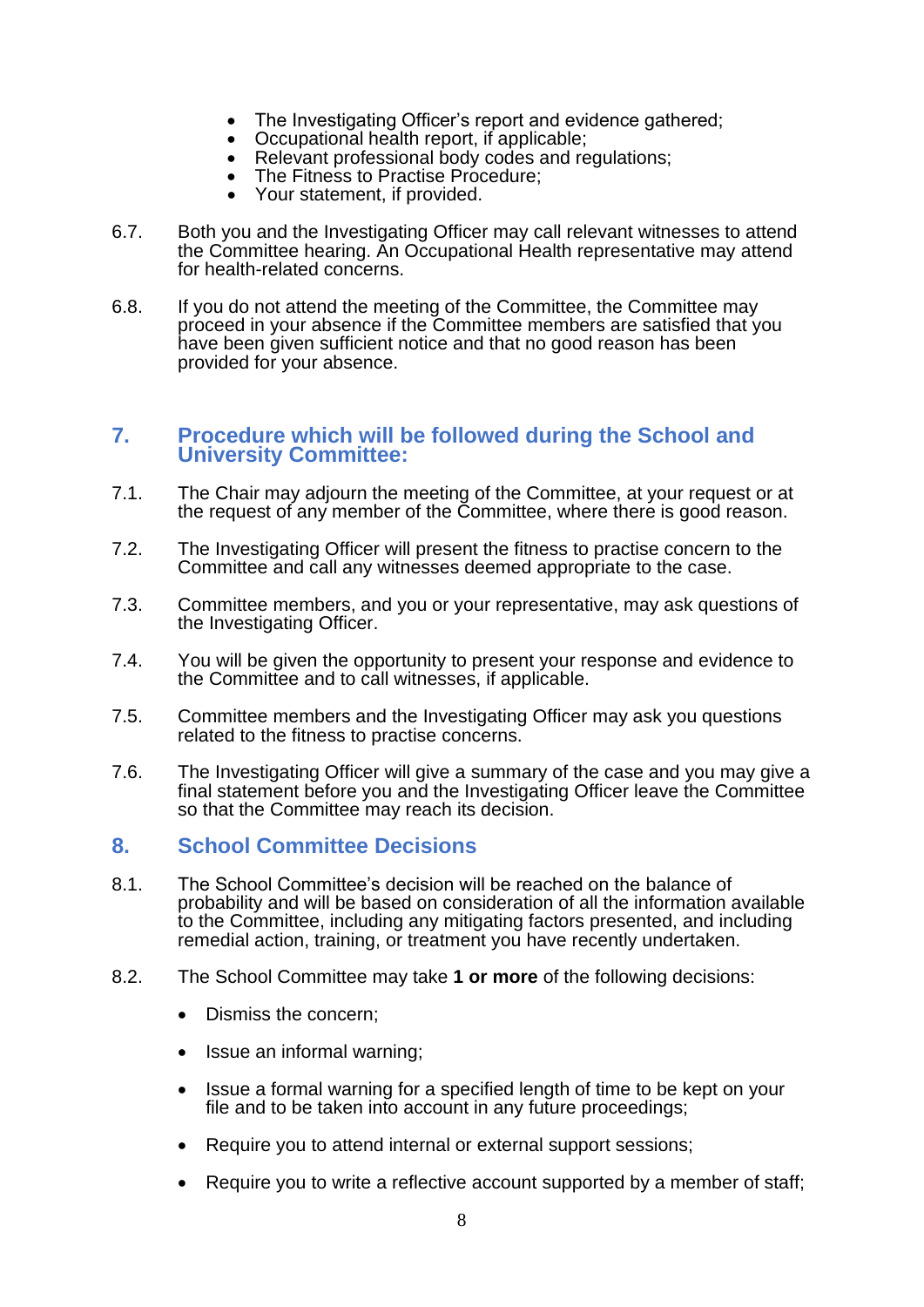- The Investigating Officer's report and evidence gathered;
- Occupational health report, if applicable;
- Relevant professional body codes and regulations;
- The Fitness to Practise Procedure;
- Your statement, if provided.

6.7. Both you and the Investigating Officer may call relevant witnesses to attend the Committee hearing. An Occupational Health representative may attend for health-related concerns.

6.8. If you do not attend the meeting of the Committee, the Committee may proceed in your absence if the Committee members are satisfied that you have been given sufficient notice and that no good reason has been provided for your absence.

## 7. Procedure which will be followed during the School and University Committee:

7.1. The Chair may adjourn the meeting of the Committee, at your request or at the request of any member of the Committee, where there is good reason.

7.2. The Investigating Officer will present the fitness to practise concern to the Committee and call any witnesses deemed appropriate to the case.

7.3. Committee members, and you or your representative, may ask questions of the Investigating Officer.

7.4. You will be given the opportunity to present your response and evidence to the Committee and to call witnesses, if applicable.

7.5. Committee members and the Investigating Officer may ask you questions related to the fitness to practise concerns.

7.6. The Investigating Officer will give a summary of the case and you may give a final statement before you and the Investigating Officer leave the Committee so that the Committee may reach its decision.

## 8. School Committee Decisions

8.1. The School Committee's decision will be reached on the balance of probability and will be based on consideration of all the information available to the Committee, including any mitigating factors presented, and including remedial action, training, or treatment you have recently undertaken.

8.2. The School Committee may take **1 or more** of the following decisions:

- Dismiss the concern;
- Issue an informal warning;
- Issue a formal warning for a specified length of time to be kept on your file and to be taken into account in any future proceedings;
- Require you to attend internal or external support sessions;
- Require you to write a reflective account supported by a member of staff;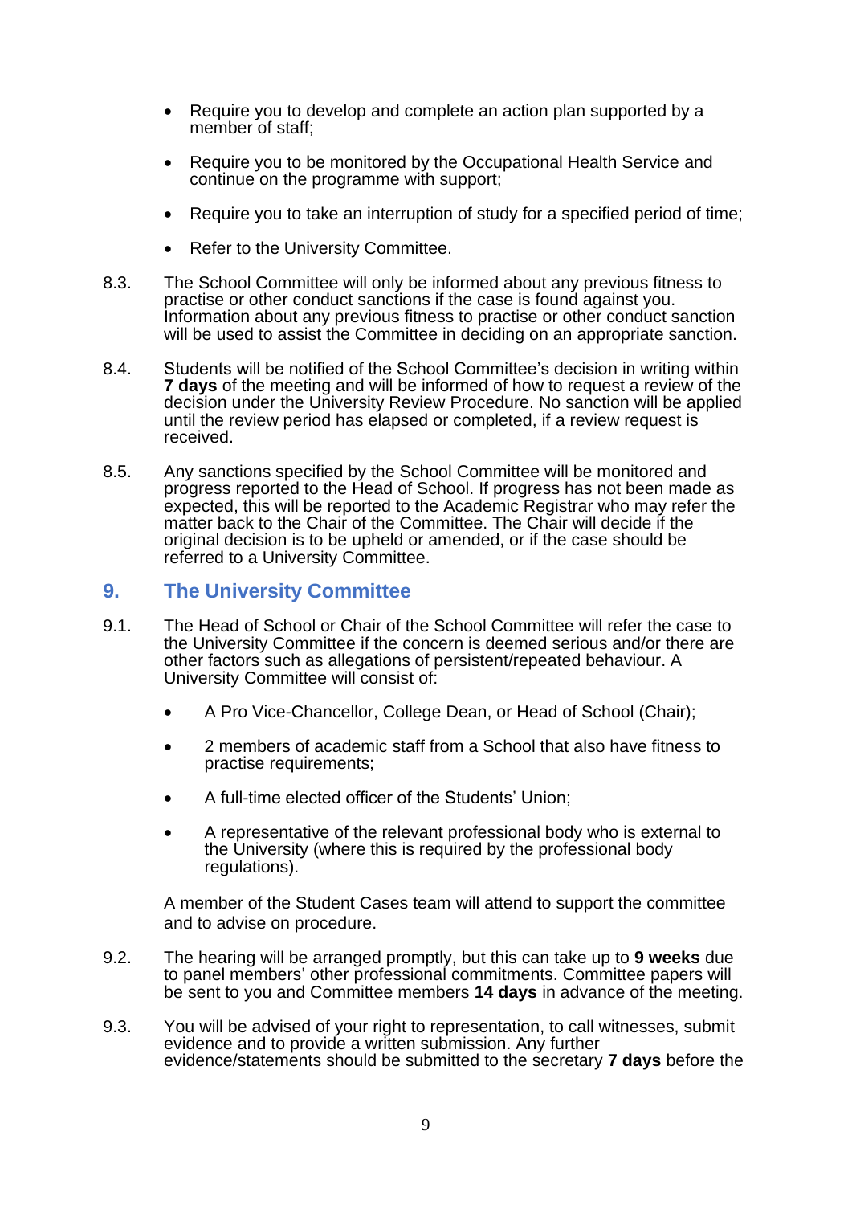- Require you to develop and complete an action plan supported by a member of staff;
- Require you to be monitored by the Occupational Health Service and continue on the programme with support;
- Require you to take an interruption of study for a specified period of time;
- Refer to the University Committee.

8.3. The School Committee will only be informed about any previous fitness to practise or other conduct sanctions if the case is found against you. Information about any previous fitness to practise or other conduct sanction will be used to assist the Committee in deciding on an appropriate sanction.

8.4. Students will be notified of the School Committee's decision in writing within **7 days** of the meeting and will be informed of how to request a review of the decision under the University Review Procedure. No sanction will be applied until the review period has elapsed or completed, if a review request is received.

8.5. Any sanctions specified by the School Committee will be monitored and progress reported to the Head of School. If progress has not been made as expected, this will be reported to the Academic Registrar who may refer the matter back to the Chair of the Committee. The Chair will decide if the original decision is to be upheld or amended, or if the case should be referred to a University Committee.

## 9. The University Committee

9.1. The Head of School or Chair of the School Committee will refer the case to the University Committee if the concern is deemed serious and/or there are other factors such as allegations of persistent/repeated behaviour. A University Committee will consist of:

- A Pro Vice-Chancellor, College Dean, or Head of School (Chair);
- 2 members of academic staff from a School that also have fitness to practise requirements;
- A full-time elected officer of the Students' Union;
- A representative of the relevant professional body who is external to the University (where this is required by the professional body regulations).

A member of the Student Cases team will attend to support the committee and to advise on procedure.

9.2. The hearing will be arranged promptly, but this can take up to **9 weeks** due to panel members' other professional commitments. Committee papers will be sent to you and Committee members **14 days** in advance of the meeting.

9.3. You will be advised of your right to representation, to call witnesses, submit evidence and to provide a written submission. Any further evidence/statements should be submitted to the secretary **7 days** before the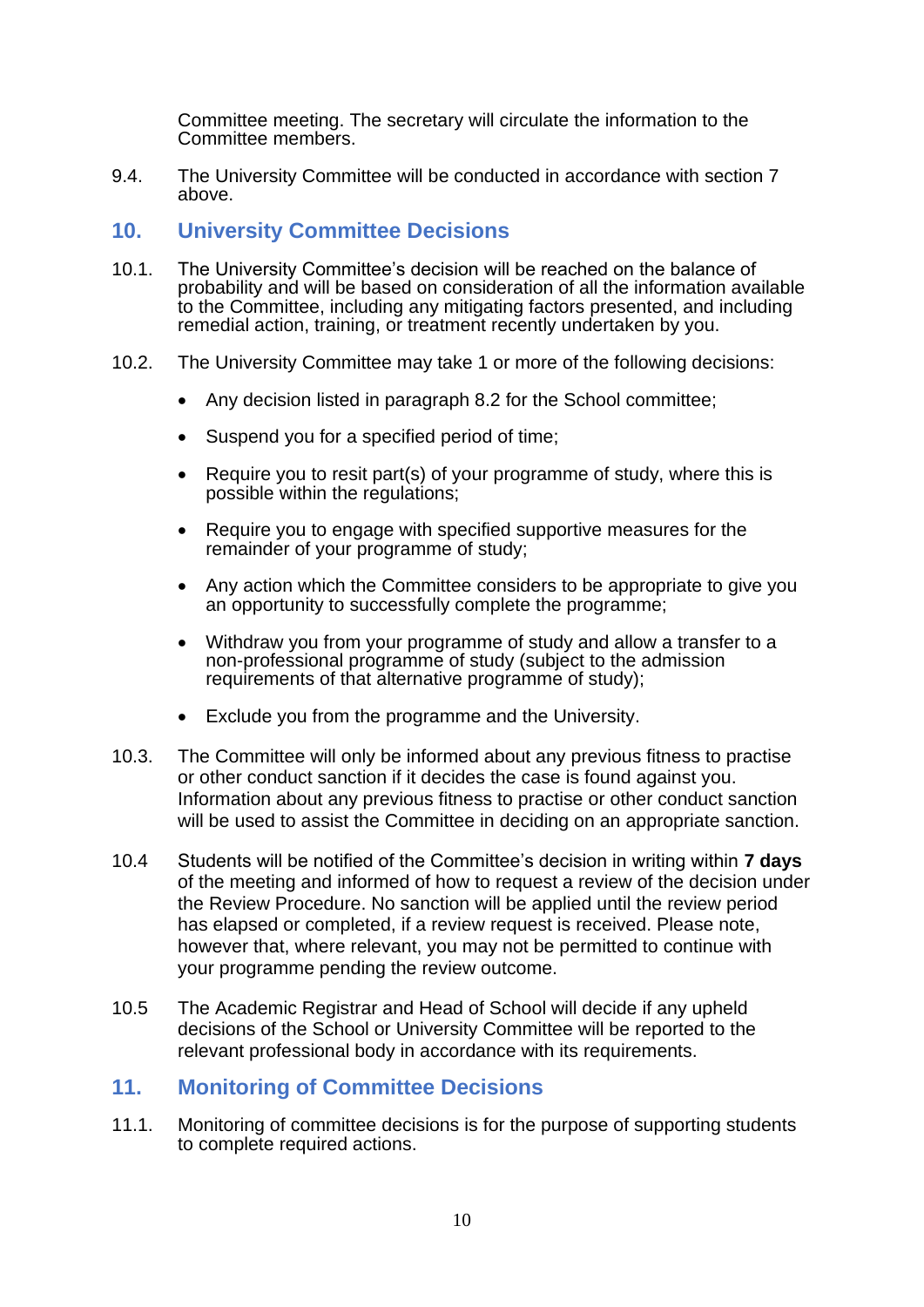Committee meeting. The secretary will circulate the information to the Committee members.

9.4. The University Committee will be conducted in accordance with section 7 above.

## 10. University Committee Decisions

10.1. The University Committee's decision will be reached on the balance of probability and will be based on consideration of all the information available to the Committee, including any mitigating factors presented, and including remedial action, training, or treatment recently undertaken by you.

10.2. The University Committee may take 1 or more of the following decisions:

- Any decision listed in paragraph 8.2 for the School committee;
- Suspend you for a specified period of time;
- Require you to resit part(s) of your programme of study, where this is possible within the regulations;
- Require you to engage with specified supportive measures for the remainder of your programme of study;
- Any action which the Committee considers to be appropriate to give you an opportunity to successfully complete the programme;
- Withdraw you from your programme of study and allow a transfer to a non-professional programme of study (subject to the admission requirements of that alternative programme of study);
- Exclude you from the programme and the University.

10.3. The Committee will only be informed about any previous fitness to practise or other conduct sanction if it decides the case is found against you. Information about any previous fitness to practise or other conduct sanction will be used to assist the Committee in deciding on an appropriate sanction.

10.4 Students will be notified of the Committee's decision in writing within **7 days** of the meeting and informed of how to request a review of the decision under the Review Procedure. No sanction will be applied until the review period has elapsed or completed, if a review request is received. Please note, however that, where relevant, you may not be permitted to continue with your programme pending the review outcome.

10.5 The Academic Registrar and Head of School will decide if any upheld decisions of the School or University Committee will be reported to the relevant professional body in accordance with its requirements.

## 11. Monitoring of Committee Decisions

11.1. Monitoring of committee decisions is for the purpose of supporting students to complete required actions.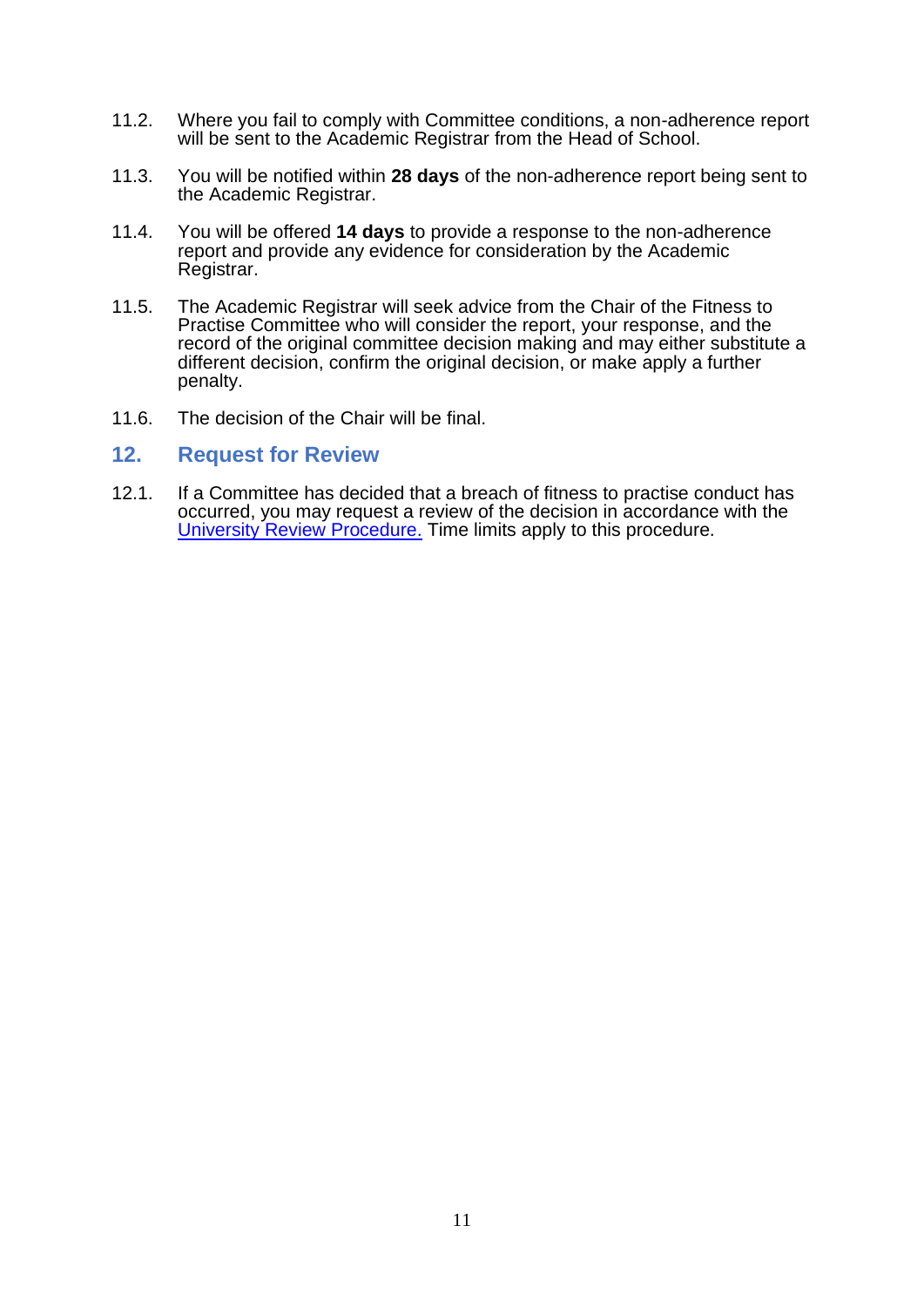11.2. Where you fail to comply with Committee conditions, a non-adherence report will be sent to the Academic Registrar from the Head of School.

11.3. You will be notified within **28 days** of the non-adherence report being sent to the Academic Registrar.

11.4. You will be offered **14 days** to provide a response to the non-adherence report and provide any evidence for consideration by the Academic Registrar.

11.5. The Academic Registrar will seek advice from the Chair of the Fitness to Practise Committee who will consider the report, your response, and the record of the original committee decision making and may either substitute a different decision, confirm the original decision, or make apply a further penalty.

11.6. The decision of the Chair will be final.

## 12. Request for Review

12.1. If a Committee has decided that a breach of fitness to practise conduct has occurred, you may request a review of the decision in accordance with the University Review Procedure. Time limits apply to this procedure.